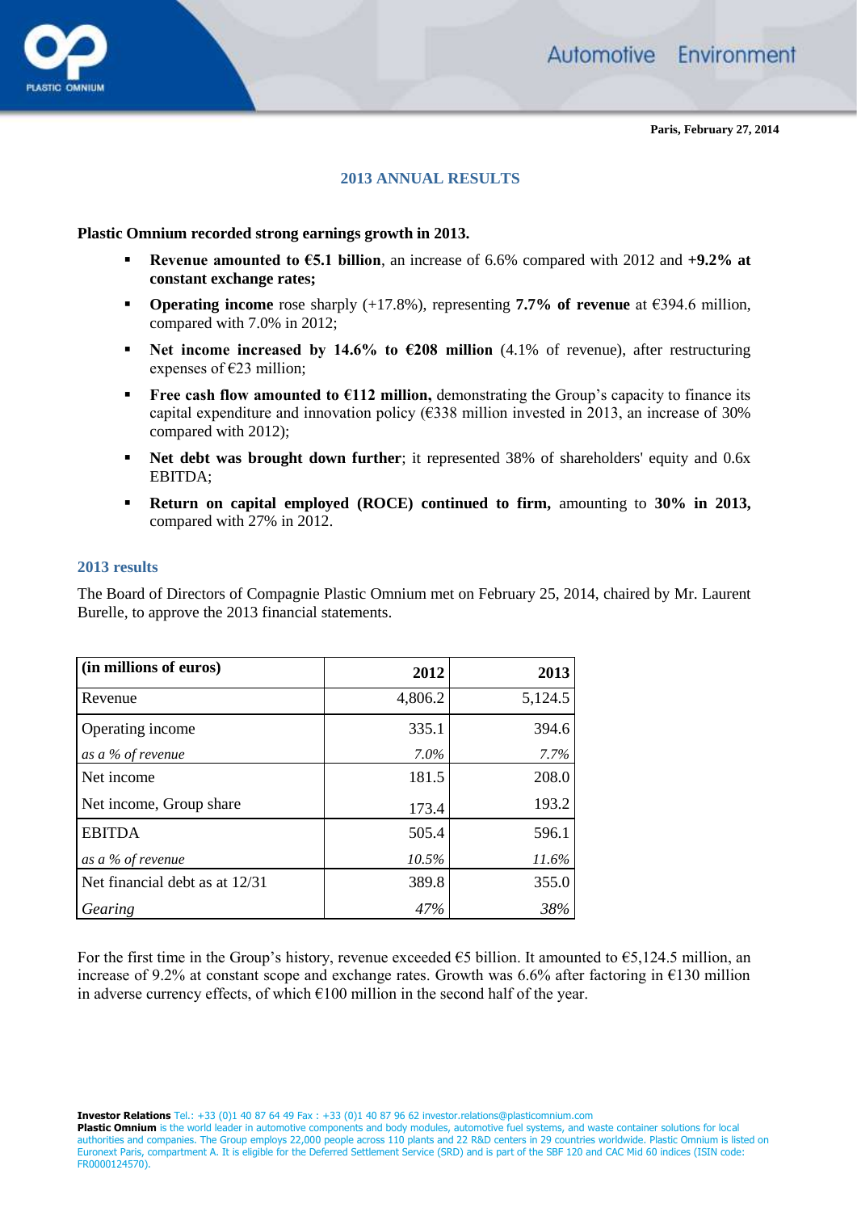Paris, February 27, 2014

## 2013 ANNUAL RESULTS

**Plastic Omnium recorded strong earnings growth in 2013.**

- **Revenue amounted to €5.1 billion**, an increase of 6.6% compared with 2012 and **+9.2% at constant exchange rates;**
- **Operating income** rose sharply (+17.8%), representing **7.7% of revenue** at €394.6 million, compared with 7.0% in 2012;
- **Net income increased by 14.6% to €208 million** (4.1% of revenue), after restructuring expenses of €23 million;
- **Free cash flow amounted to €112 million,** demonstrating the Group's capacity to finance its capital expenditure and innovation policy (€338 million invested in 2013, an increase of 30% compared with 2012);
- **Net debt was brought down further**; it represented 38% of shareholders' equity and 0.6x EBITDA;
- **Return on capital employed (ROCE) continued to firm,** amounting to **30% in 2013,** compared with 27% in 2012.

### 2013 results

The Board of Directors of Compagnie Plastic Omnium met on February 25, 2014, chaired by Mr. Laurent Burelle, to approve the 2013 financial statements.

| (in millions of euros) | 2012 | 2013 |
|---|---|---|
| Revenue | 4,806.2 | 5,124.5 |
| Operating income | 335.1 | 394.6 |
| *as a % of revenue* | *7.0%* | *7.7%* |
| Net income | 181.5 | 208.0 |
| Net income, Group share | 173.4 | 193.2 |
| EBITDA | 505.4 | 596.1 |
| *as a % of revenue* | *10.5%* | *11.6%* |
| Net financial debt as at 12/31 | 389.8 | 355.0 |
| *Gearing* | *47%* | *38%* |

For the first time in the Group's history, revenue exceeded €5 billion. It amounted to €5,124.5 million, an increase of 9.2% at constant scope and exchange rates. Growth was 6.6% after factoring in €130 million in adverse currency effects, of which €100 million in the second half of the year.

**Investor Relations** Tel.: +33 (0)1 40 87 64 49 Fax : +33 (0)1 40 87 96 62 investor.relations@plasticomnium.com
**Plastic Omnium** is the world leader in automotive components and body modules, automotive fuel systems, and waste container solutions for local authorities and companies. The Group employs 22,000 people across 110 plants and 22 R&D centers in 29 countries worldwide. Plastic Omnium is listed on Euronext Paris, compartment A. It is eligible for the Deferred Settlement Service (SRD) and is part of the SBF 120 and CAC Mid 60 indices (ISIN code: FR0000124570).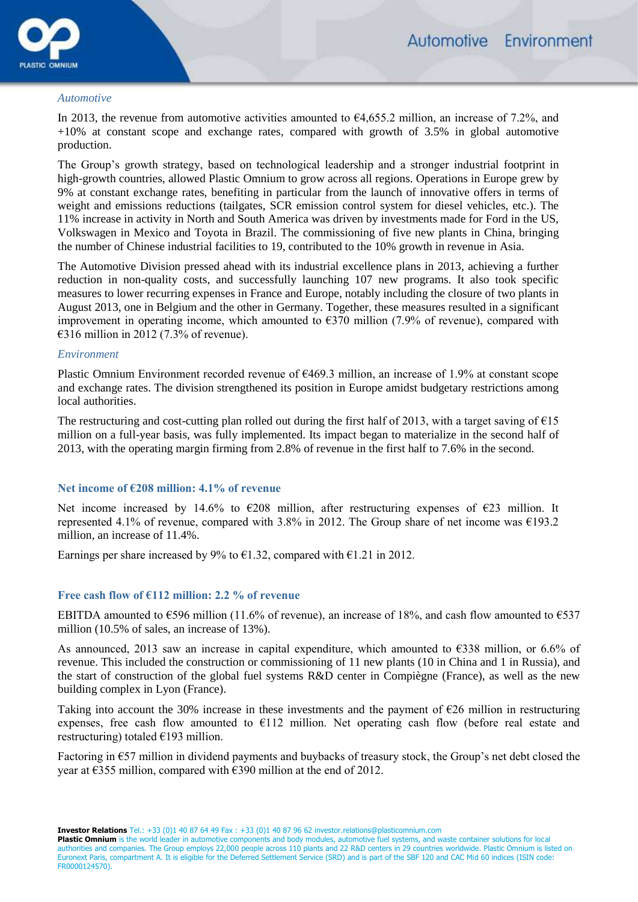*Automotive*

In 2013, the revenue from automotive activities amounted to €4,655.2 million, an increase of 7.2%, and +10% at constant scope and exchange rates, compared with growth of 3.5% in global automotive production.

The Group's growth strategy, based on technological leadership and a stronger industrial footprint in high-growth countries, allowed Plastic Omnium to grow across all regions. Operations in Europe grew by 9% at constant exchange rates, benefiting in particular from the launch of innovative offers in terms of weight and emissions reductions (tailgates, SCR emission control system for diesel vehicles, etc.). The 11% increase in activity in North and South America was driven by investments made for Ford in the US, Volkswagen in Mexico and Toyota in Brazil. The commissioning of five new plants in China, bringing the number of Chinese industrial facilities to 19, contributed to the 10% growth in revenue in Asia.

The Automotive Division pressed ahead with its industrial excellence plans in 2013, achieving a further reduction in non-quality costs, and successfully launching 107 new programs. It also took specific measures to lower recurring expenses in France and Europe, notably including the closure of two plants in August 2013, one in Belgium and the other in Germany. Together, these measures resulted in a significant improvement in operating income, which amounted to €370 million (7.9% of revenue), compared with €316 million in 2012 (7.3% of revenue).

*Environment*

Plastic Omnium Environment recorded revenue of €469.3 million, an increase of 1.9% at constant scope and exchange rates. The division strengthened its position in Europe amidst budgetary restrictions among local authorities.

The restructuring and cost-cutting plan rolled out during the first half of 2013, with a target saving of €15 million on a full-year basis, was fully implemented. Its impact began to materialize in the second half of 2013, with the operating margin firming from 2.8% of revenue in the first half to 7.6% in the second.

## Net income of €208 million: 4.1% of revenue

Net income increased by 14.6% to €208 million, after restructuring expenses of €23 million. It represented 4.1% of revenue, compared with 3.8% in 2012. The Group share of net income was €193.2 million, an increase of 11.4%.

Earnings per share increased by 9% to €1.32, compared with €1.21 in 2012.

## Free cash flow of €112 million: 2.2 % of revenue

EBITDA amounted to €596 million (11.6% of revenue), an increase of 18%, and cash flow amounted to €537 million (10.5% of sales, an increase of 13%).

As announced, 2013 saw an increase in capital expenditure, which amounted to €338 million, or 6.6% of revenue. This included the construction or commissioning of 11 new plants (10 in China and 1 in Russia), and the start of construction of the global fuel systems R&D center in Compiègne (France), as well as the new building complex in Lyon (France).

Taking into account the 30% increase in these investments and the payment of €26 million in restructuring expenses, free cash flow amounted to €112 million. Net operating cash flow (before real estate and restructuring) totaled €193 million.

Factoring in €57 million in dividend payments and buybacks of treasury stock, the Group's net debt closed the year at €355 million, compared with €390 million at the end of 2012.

**Investor Relations** Tel.: +33 (0)1 40 87 64 49 Fax : +33 (0)1 40 87 96 62 investor.relations@plasticomnium.com
**Plastic Omnium** is the world leader in automotive components and body modules, automotive fuel systems, and waste container solutions for local authorities and companies. The Group employs 22,000 people across 110 plants and 22 R&D centers in 29 countries worldwide. Plastic Omnium is listed on Euronext Paris, compartment A. It is eligible for the Deferred Settlement Service (SRD) and is part of the SBF 120 and CAC Mid 60 indices (ISIN code: FR0000124570).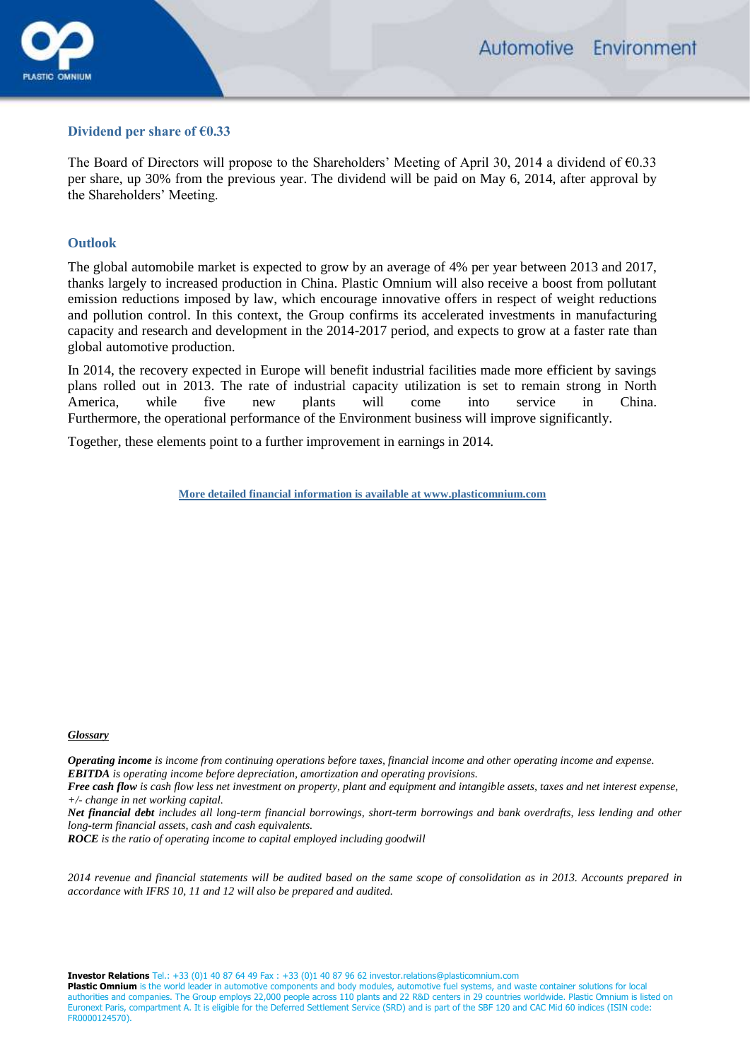## Dividend per share of €0.33

The Board of Directors will propose to the Shareholders' Meeting of April 30, 2014 a dividend of €0.33 per share, up 30% from the previous year. The dividend will be paid on May 6, 2014, after approval by the Shareholders' Meeting.

## Outlook

The global automobile market is expected to grow by an average of 4% per year between 2013 and 2017, thanks largely to increased production in China. Plastic Omnium will also receive a boost from pollutant emission reductions imposed by law, which encourage innovative offers in respect of weight reductions and pollution control. In this context, the Group confirms its accelerated investments in manufacturing capacity and research and development in the 2014-2017 period, and expects to grow at a faster rate than global automotive production.

In 2014, the recovery expected in Europe will benefit industrial facilities made more efficient by savings plans rolled out in 2013. The rate of industrial capacity utilization is set to remain strong in North America, while five new plants will come into service in China. Furthermore, the operational performance of the Environment business will improve significantly.

Together, these elements point to a further improvement in earnings in 2014.

**More detailed financial information is available at www.plasticomnium.com**

***Glossary***

***Operating income*** *is income from continuing operations before taxes, financial income and other operating income and expense.*
***EBITDA*** *is operating income before depreciation, amortization and operating provisions.*
***Free cash flow*** *is cash flow less net investment on property, plant and equipment and intangible assets, taxes and net interest expense, +/- change in net working capital.*
***Net financial debt*** *includes all long-term financial borrowings, short-term borrowings and bank overdrafts, less lending and other long-term financial assets, cash and cash equivalents.*
***ROCE*** *is the ratio of operating income to capital employed including goodwill*

*2014 revenue and financial statements will be audited based on the same scope of consolidation as in 2013. Accounts prepared in accordance with IFRS 10, 11 and 12 will also be prepared and audited.*

**Investor Relations** Tel.: +33 (0)1 40 87 64 49 Fax : +33 (0)1 40 87 96 62 investor.relations@plasticomnium.com
**Plastic Omnium** is the world leader in automotive components and body modules, automotive fuel systems, and waste container solutions for local authorities and companies. The Group employs 22,000 people across 110 plants and 22 R&D centers in 29 countries worldwide. Plastic Omnium is listed on Euronext Paris, compartment A. It is eligible for the Deferred Settlement Service (SRD) and is part of the SBF 120 and CAC Mid 60 indices (ISIN code: FR0000124570).